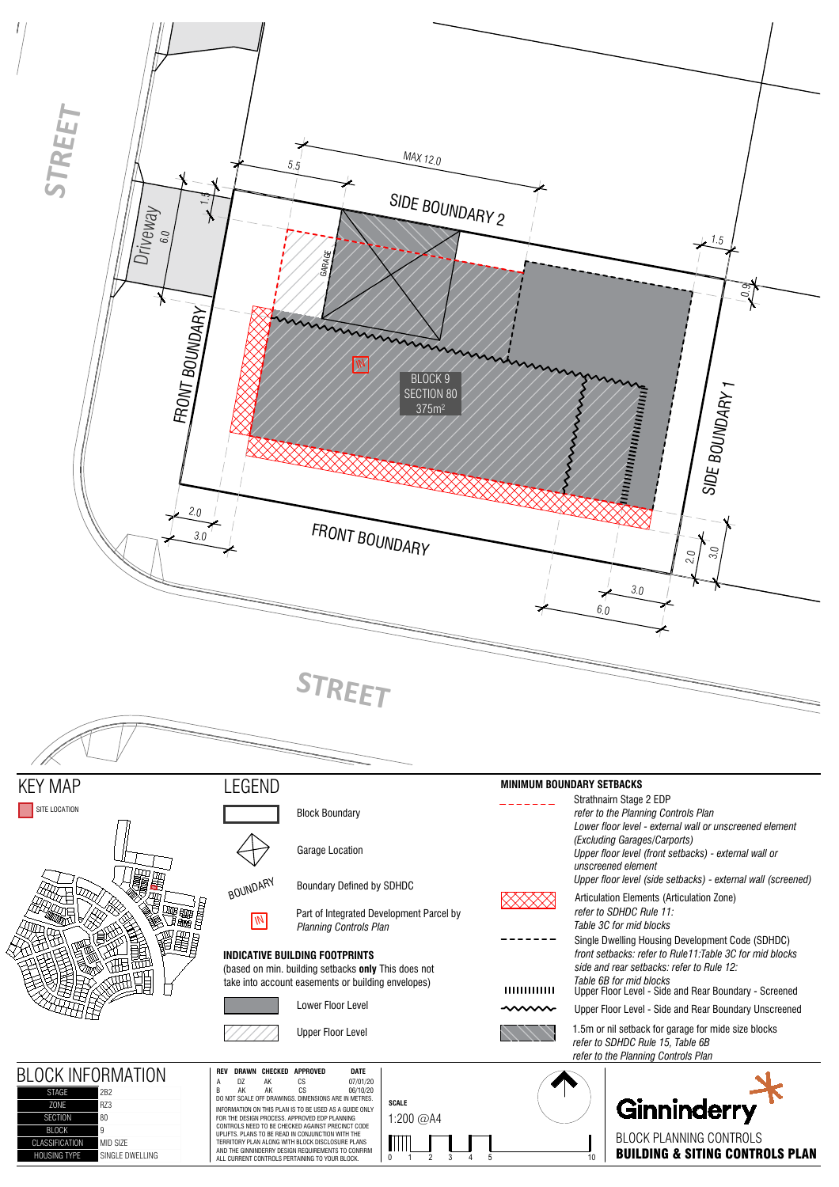STREET

Driveway 6.0

1.5

5.5

MAX 12.0

SIDE BOUNDARY 2

GARAGE

1.5

0.9

FRONT BOUNDARY

BLOCK 9
SECTION 80
375m²

SIDE BOUNDARY 1

2.0

3.0

FRONT BOUNDARY

2.0

3.0

3.0

6.0

STREET

# KEY MAP

SITE LOCATION

# LEGEND

Block Boundary

Garage Location

BOUNDARY — Boundary Defined by SDHDC

IN — Part of Integrated Development Parcel by *Planning Controls Plan*

**INDICATIVE BUILDING FOOTPRINTS**
(based on min. building setbacks **only** This does not take into account easements or building envelopes)

Lower Floor Level

Upper Floor Level

**MINIMUM BOUNDARY SETBACKS**

Strathnairn Stage 2 EDP
*refer to the Planning Controls Plan*
*Lower floor level - external wall or unscreened element (Excluding Garages/Carports)*
*Upper floor level (front setbacks) - external wall or unscreened element*
*Upper floor level (side setbacks) - external wall (screened)*

Articulation Elements (Articulation Zone)
*refer to SDHDC Rule 11: Table 3C for mid blocks*

Single Dwelling Housing Development Code (SDHDC)
*front setbacks: refer to Rule11:Table 3C for mid blocks*
*side and rear setbacks: refer to Rule 12: Table 6B for mid blocks*

Upper Floor Level - Side and Rear Boundary - Screened

Upper Floor Level - Side and Rear Boundary Unscreened

1.5m or nil setback for garage for mide size blocks
*refer to SDHDC Rule 15, Table 6B*
*refer to the Planning Controls Plan*

# BLOCK INFORMATION

| | |
|---|---|
| STAGE | 2B2 |
| ZONE | RZ3 |
| SECTION | 80 |
| BLOCK | 9 |
| CLASSIFICATION | MID SIZE |
| HOUSING TYPE | SINGLE DWELLING |

| REV | DRAWN | CHECKED | APPROVED | DATE |
|---|---|---|---|---|
| A | DZ | AK | CS | 07/01/20 |
| B | AK | AK | CS | 06/10/20 |

DO NOT SCALE OFF DRAWINGS. DIMENSIONS ARE IN METRES.

INFORMATION ON THIS PLAN IS TO BE USED AS A GUIDE ONLY FOR THE DESIGN PROCESS. APPROVED EDP PLANNING CONTROLS NEED TO BE CHECKED AGAINST PRECINCT CODE UPLIFTS. PLANS TO BE READ IN CONJUNCTION WITH THE TERRITORY PLAN ALONG WITH BLOCK DISCLOSURE PLANS AND THE GINNINDERRY DESIGN REQUIREMENTS TO CONFIRM ALL CURRENT CONTROLS PERTAINING TO YOUR BLOCK.

**SCALE**
1:200 @A4

0 1 2 3 4 5 10

Ginninderry
BLOCK PLANNING CONTROLS
**BUILDING & SITING CONTROLS PLAN**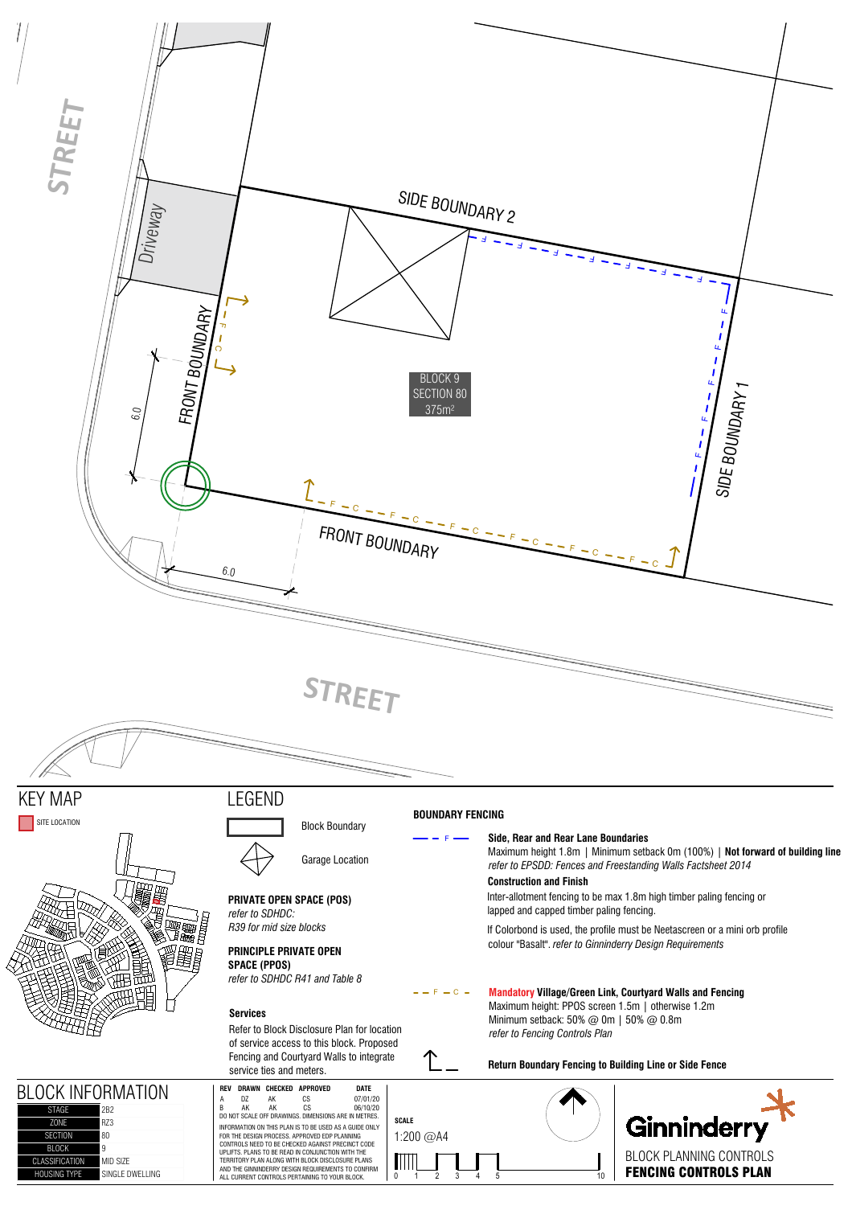STREET

Driveway

SIDE BOUNDARY 2

FRONT BOUNDARY

BLOCK 9
SECTION 80
375m²

SIDE BOUNDARY 1

FRONT BOUNDARY

6.0

6.0

STREET

## KEY MAP

SITE LOCATION

## LEGEND

Block Boundary

Garage Location

**PRIVATE OPEN SPACE (POS)**
*refer to SDHDC:*
*R39 for mid size blocks*

**PRINCIPLE PRIVATE OPEN SPACE (PPOS)**
*refer to SDHDC R41 and Table 8*

**Services**

Refer to Block Disclosure Plan for location of service access to this block. Proposed Fencing and Courtyard Walls to integrate service ties and meters.

**BOUNDARY FENCING**

**Side, Rear and Rear Lane Boundaries**
Maximum height 1.8m | Minimum setback 0m (100%) | **Not forward of building line**
*refer to EPSDD: Fences and Freestanding Walls Factsheet 2014*

**Construction and Finish**
Inter-allotment fencing to be max 1.8m high timber paling fencing or lapped and capped timber paling fencing.

If Colorbond is used, the profile must be Neetascreen or a mini orb profile colour "Basalt". *refer to Ginninderry Design Requirements*

**Mandatory Village/Green Link, Courtyard Walls and Fencing**
Maximum height: PPOS screen 1.5m | otherwise 1.2m
Minimum setback: 50% @ 0m | 50% @ 0.8m
*refer to Fencing Controls Plan*

**Return Boundary Fencing to Building Line or Side Fence**

## BLOCK INFORMATION

| | |
|---|---|
| STAGE | 2B2 |
| ZONE | RZ3 |
| SECTION | 80 |
| BLOCK | 9 |
| CLASSIFICATION | MID SIZE |
| HOUSING TYPE | SINGLE DWELLING |

| REV | DRAWN | CHECKED | APPROVED | DATE |
|---|---|---|---|---|
| A | DZ | AK | CS | 07/01/20 |
| B | AK | AK | CS | 06/10/20 |

DO NOT SCALE OFF DRAWINGS. DIMENSIONS ARE IN METRES.

INFORMATION ON THIS PLAN IS TO BE USED AS A GUIDE ONLY FOR THE DESIGN PROCESS. APPROVED EDP PLANNING CONTROLS NEED TO BE CHECKED AGAINST PRECINCT CODE UPLIFTS. PLANS TO BE READ IN CONJUNCTION WITH THE TERRITORY PLAN ALONG WITH BLOCK DISCLOSURE PLANS AND THE GINNINDERRY DESIGN REQUIREMENTS TO CONFIRM ALL CURRENT CONTROLS PERTAINING TO YOUR BLOCK.

**SCALE**
1:200 @A4

0 1 2 3 4 5 10

Ginninderry

BLOCK PLANNING CONTROLS
**FENCING CONTROLS PLAN**